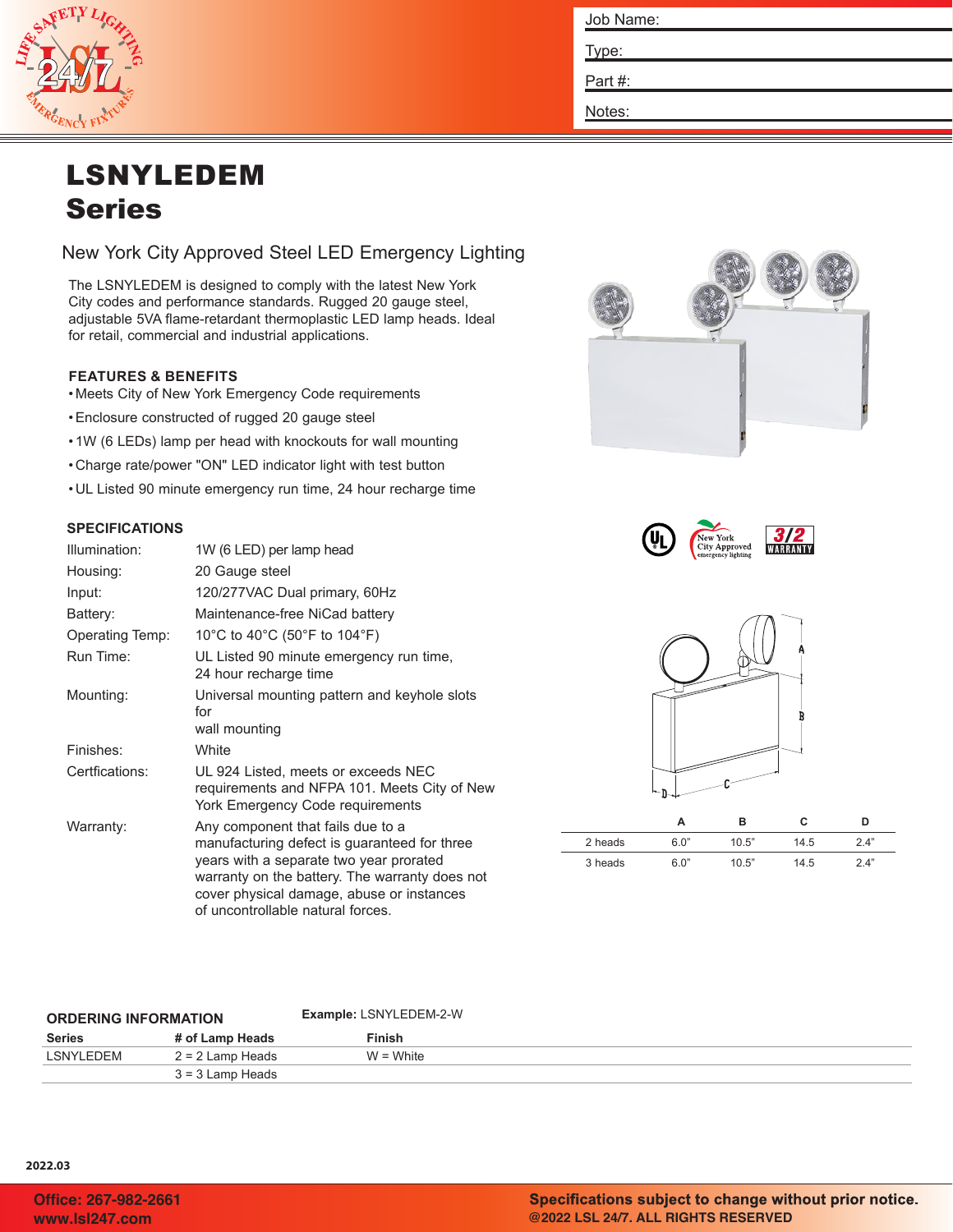Job Name:

Type:

Part #:

Notes:

# LSNYLEDEM Series

## New York City Approved Steel LED Emergency Lighting

The LSNYLEDEM is designed to comply with the latest New York City codes and performance standards. Rugged 20 gauge steel, adjustable 5VA flame-retardant thermoplastic LED lamp heads. Ideal for retail, commercial and industrial applications.

### FEATURES & BENEFITS

- Meets City of New York Emergency Code requirements
- Enclosure constructed of rugged 20 gauge steel
- 1W (6 LEDs) lamp per head with knockouts for wall mounting
- Charge rate/power "ON" LED indicator light with test button
- UL Listed 90 minute emergency run time, 24 hour recharge time

### SPECIFICATIONS

| | |
|---|---|
| Illumination: | 1W (6 LED) per lamp head |
| Housing: | 20 Gauge steel |
| Input: | 120/277VAC Dual primary, 60Hz |
| Battery: | Maintenance-free NiCad battery |
| Operating Temp: | 10°C to 40°C (50°F to 104°F) |
| Run Time: | UL Listed 90 minute emergency run time, 24 hour recharge time |
| Mounting: | Universal mounting pattern and keyhole slots for wall mounting |
| Finishes: | White |
| Certfications: | UL 924 Listed, meets or exceeds NEC requirements and NFPA 101. Meets City of New York Emergency Code requirements |
| Warranty: | Any component that fails due to a manufacturing defect is guaranteed for three years with a separate two year prorated warranty on the battery. The warranty does not cover physical damage, abuse or instances of uncontrollable natural forces. |

New York City Approved emergency lighting

3/2 WARRANTY

| | A | B | C | D |
|---|---|---|---|---|
| 2 heads | 6.0" | 10.5" | 14.5 | 2.4" |
| 3 heads | 6.0" | 10.5" | 14.5 | 2.4" |

### ORDERING INFORMATION

**Example:** LSNYLEDEM-2-W

| Series | # of Lamp Heads | Finish |
|---|---|---|
| LSNYLEDEM | 2 = 2 Lamp Heads | W = White |
| | 3 = 3 Lamp Heads | |

2022.03

Office: 267-982-2661
www.lsl247.com

Specifications subject to change without prior notice.
@2022 LSL 24/7. ALL RIGHTS RESERVED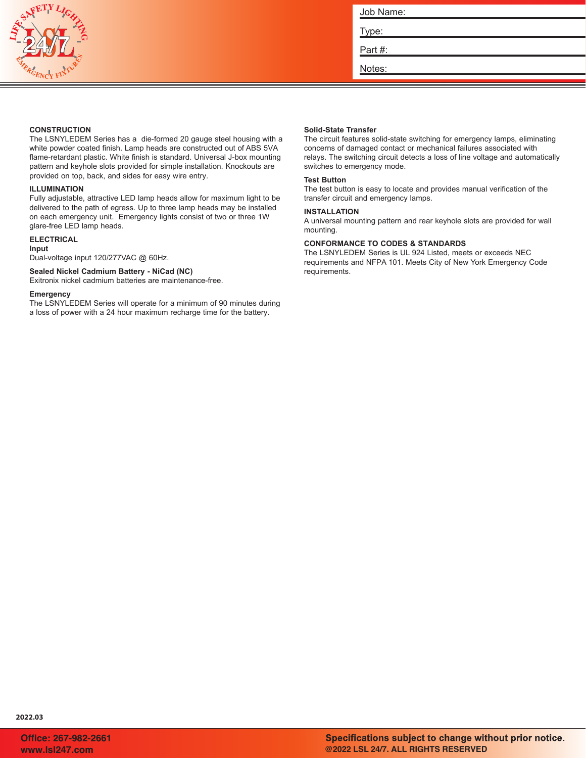Job Name:

Type:

Part #:

Notes:

## CONSTRUCTION

The LSNYLEDEM Series has a die-formed 20 gauge steel housing with a white powder coated finish. Lamp heads are constructed out of ABS 5VA flame-retardant plastic. White finish is standard. Universal J-box mounting pattern and keyhole slots provided for simple installation. Knockouts are provided on top, back, and sides for easy wire entry.

## ILLUMINATION

Fully adjustable, attractive LED lamp heads allow for maximum light to be delivered to the path of egress. Up to three lamp heads may be installed on each emergency unit. Emergency lights consist of two or three 1W glare-free LED lamp heads.

## ELECTRICAL

### Input

Dual-voltage input 120/277VAC @ 60Hz.

### Sealed Nickel Cadmium Battery - NiCad (NC)

Exitronix nickel cadmium batteries are maintenance-free.

### Emergency

The LSNYLEDEM Series will operate for a minimum of 90 minutes during a loss of power with a 24 hour maximum recharge time for the battery.

### Solid-State Transfer

The circuit features solid-state switching for emergency lamps, eliminating concerns of damaged contact or mechanical failures associated with relays. The switching circuit detects a loss of line voltage and automatically switches to emergency mode.

### Test Button

The test button is easy to locate and provides manual verification of the transfer circuit and emergency lamps.

## INSTALLATION

A universal mounting pattern and rear keyhole slots are provided for wall mounting.

## CONFORMANCE TO CODES & STANDARDS

The LSNYLEDEM Series is UL 924 Listed, meets or exceeds NEC requirements and NFPA 101. Meets City of New York Emergency Code requirements.

2022.03

Office: 267-982-2661
www.lsl247.com

Specifications subject to change without prior notice.
@2022 LSL 24/7. ALL RIGHTS RESERVED